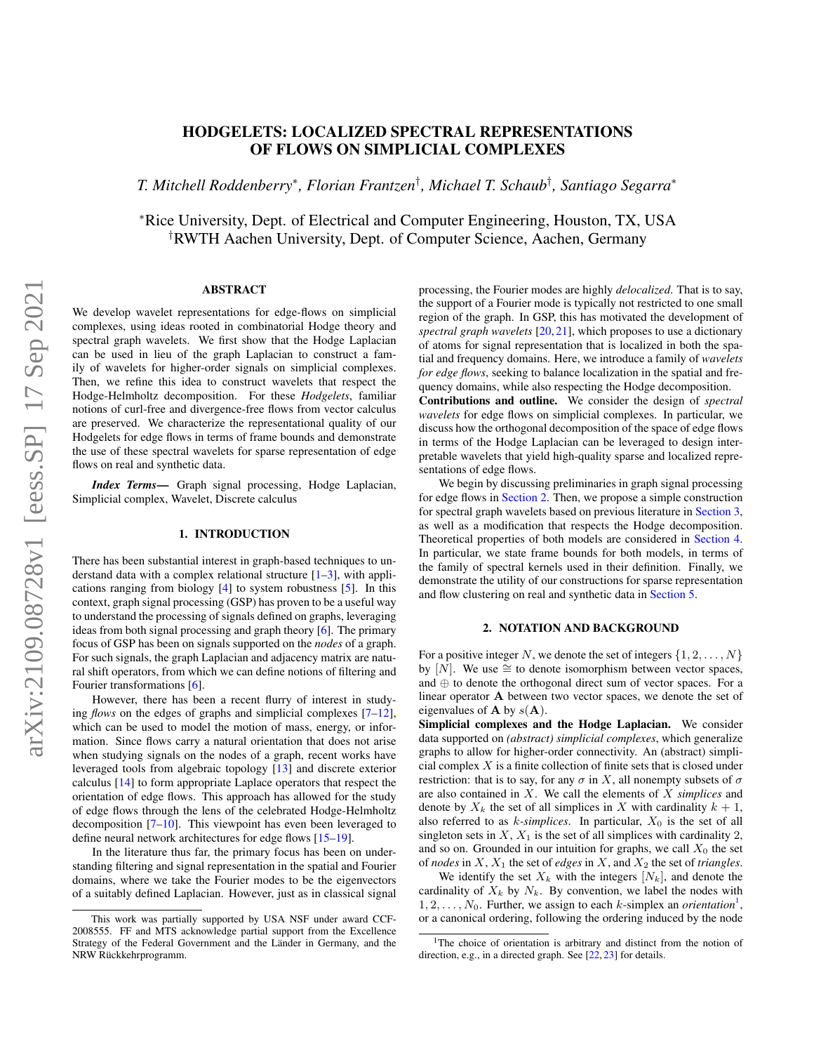# HODGELETS: LOCALIZED SPECTRAL REPRESENTATIONS OF FLOWS ON SIMPLICIAL COMPLEXES

*T. Mitchell Roddenberry*[*], *Florian Frantzen*[†], *Michael T. Schaub*[†], *Santiago Segarra*[*]

[*]Rice University, Dept. of Electrical and Computer Engineering, Houston, TX, USA
[†]RWTH Aachen University, Dept. of Computer Science, Aachen, Germany

## ABSTRACT

We develop wavelet representations for edge-flows on simplicial complexes, using ideas rooted in combinatorial Hodge theory and spectral graph wavelets. We first show that the Hodge Laplacian can be used in lieu of the graph Laplacian to construct a family of wavelets for higher-order signals on simplicial complexes. Then, we refine this idea to construct wavelets that respect the Hodge-Helmholtz decomposition. For these *Hodgelets*, familiar notions of curl-free and divergence-free flows from vector calculus are preserved. We characterize the representational quality of our Hodgelets for edge flows in terms of frame bounds and demonstrate the use of these spectral wavelets for sparse representation of edge flows on real and synthetic data.

***Index Terms***— Graph signal processing, Hodge Laplacian, Simplicial complex, Wavelet, Discrete calculus

## 1. INTRODUCTION

There has been substantial interest in graph-based techniques to understand data with a complex relational structure [1–3], with applications ranging from biology [4] to system robustness [5]. In this context, graph signal processing (GSP) has proven to be a useful way to understand the processing of signals defined on graphs, leveraging ideas from both signal processing and graph theory [6]. The primary focus of GSP has been on signals supported on the *nodes* of a graph. For such signals, the graph Laplacian and adjacency matrix are natural shift operators, from which we can define notions of filtering and Fourier transformations [6].

However, there has been a recent flurry of interest in studying *flows* on the edges of graphs and simplicial complexes [7–12], which can be used to model the motion of mass, energy, or information. Since flows carry a natural orientation that does not arise when studying signals on the nodes of a graph, recent works have leveraged tools from algebraic topology [13] and discrete exterior calculus [14] to form appropriate Laplace operators that respect the orientation of edge flows. This approach has allowed for the study of edge flows through the lens of the celebrated Hodge-Helmholtz decomposition [7–10]. This viewpoint has even been leveraged to define neural network architectures for edge flows [15–19].

In the literature thus far, the primary focus has been on understanding filtering and signal representation in the spatial and Fourier domains, where we take the Fourier modes to be the eigenvectors of a suitably defined Laplacian. However, just as in classical signal processing, the Fourier modes are highly *delocalized.* That is to say, the support of a Fourier mode is typically not restricted to one small region of the graph. In GSP, this has motivated the development of *spectral graph wavelets* [20, 21], which proposes to use a dictionary of atoms for signal representation that is localized in both the spatial and frequency domains. Here, we introduce a family of *wavelets for edge flows*, seeking to balance localization in the spatial and frequency domains, while also respecting the Hodge decomposition.

**Contributions and outline.** We consider the design of *spectral wavelets* for edge flows on simplicial complexes. In particular, we discuss how the orthogonal decomposition of the space of edge flows in terms of the Hodge Laplacian can be leveraged to design interpretable wavelets that yield high-quality sparse and localized representations of edge flows.

We begin by discussing preliminaries in graph signal processing for edge flows in Section 2. Then, we propose a simple construction for spectral graph wavelets based on previous literature in Section 3, as well as a modification that respects the Hodge decomposition. Theoretical properties of both models are considered in Section 4. In particular, we state frame bounds for both models, in terms of the family of spectral kernels used in their definition. Finally, we demonstrate the utility of our constructions for sparse representation and flow clustering on real and synthetic data in Section 5.

## 2. NOTATION AND BACKGROUND

For a positive integer $N$, we denote the set of integers $\{1, 2, \ldots, N\}$ by $[N]$. We use $\cong$ to denote isomorphism between vector spaces, and $\oplus$ to denote the orthogonal direct sum of vector spaces. For a linear operator $\mathbf{A}$ between two vector spaces, we denote the set of eigenvalues of $\mathbf{A}$ by $s(\mathbf{A})$.

**Simplicial complexes and the Hodge Laplacian.** We consider data supported on *(abstract) simplicial complexes*, which generalize graphs to allow for higher-order connectivity. An (abstract) simplicial complex $X$ is a finite collection of finite sets that is closed under restriction: that is to say, for any $\sigma$ in $X$, all nonempty subsets of $\sigma$ are also contained in $X$. We call the elements of $X$ *simplices* and denote by $X_k$ the set of all simplices in $X$ with cardinality $k+1$, also referred to as $k$*-simplices*. In particular, $X_0$ is the set of all singleton sets in $X$, $X_1$ is the set of all simplices with cardinality 2, and so on. Grounded in our intuition for graphs, we call $X_0$ the set of *nodes* in $X$, $X_1$ the set of *edges* in $X$, and $X_2$ the set of *triangles*.

We identify the set $X_k$ with the integers $[N_k]$, and denote the cardinality of $X_k$ by $N_k$. By convention, we label the nodes with $1, 2, \ldots, N_0$. Further, we assign to each $k$-simplex an *orientation*[1], or a canonical ordering, following the ordering induced by the node

---

This work was partially supported by USA NSF under award CCF-2008555. FF and MTS acknowledge partial support from the Excellence Strategy of the Federal Government and the Länder in Germany, and the NRW Rückkehrprogramm.

[1]The choice of orientation is arbitrary and distinct from the notion of direction, e.g., in a directed graph. See [22, 23] for details.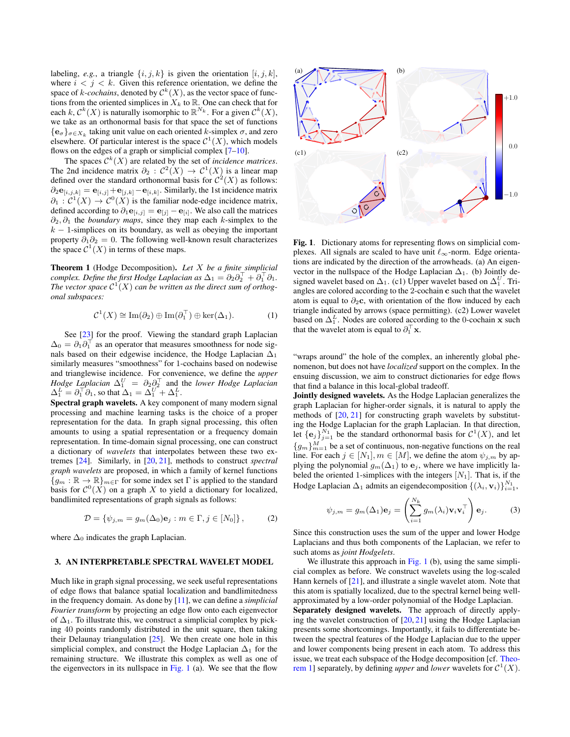labeling, *e.g.*, a triangle $\{i,j,k\}$ is given the orientation $[i,j,k]$, where $i<j<k$. Given this reference orientation, we define the space of *k-cochains*, denoted by $\mathcal{C}^k(X)$, as the vector space of functions from the oriented simplices in $X_k$ to $\mathbb{R}$. One can check that for each $k$, $\mathcal{C}^k(X)$ is naturally isomorphic to $\mathbb{R}^{N_k}$. For a given $\mathcal{C}^k(X)$, we take as an orthonormal basis for that space the set of functions $\{\mathbf{e}_\sigma\}_{\sigma\in X_k}$ taking unit value on each oriented $k$-simplex $\sigma$, and zero elsewhere. Of particular interest is the space $\mathcal{C}^1(X)$, which models flows on the edges of a graph or simplicial complex [7–10].

The spaces $\mathcal{C}^k(X)$ are related by the set of *incidence matrices*. The 2nd incidence matrix $\partial_2 : \mathcal{C}^2(X) \to \mathcal{C}^1(X)$ is a linear map defined over the standard orthonormal basis for $\mathcal{C}^2(X)$ as follows: $\partial_2\mathbf{e}_{[i,j,k]} = \mathbf{e}_{[i,j]} + \mathbf{e}_{[j,k]} - \mathbf{e}_{[i,k]}$. Similarly, the 1st incidence matrix $\partial_1 : \mathcal{C}^1(X) \to \mathcal{C}^0(X)$ is the familiar node-edge incidence matrix, defined according to $\partial_1\mathbf{e}_{[i,j]} = \mathbf{e}_{[j]} - \mathbf{e}_{[i]}$. We also call the matrices $\partial_2, \partial_1$ the *boundary maps*, since they map each $k$-simplex to the $k-1$-simplices on its boundary, as well as obeying the important property $\partial_1\partial_2 = 0$. The following well-known result characterizes the space $\mathcal{C}^1(X)$ in terms of these maps.

**Theorem 1** (Hodge Decomposition). *Let $X$ be a finite simplicial complex. Define the first Hodge Laplacian as $\Delta_1 = \partial_2\partial_2^\top + \partial_1^\top\partial_1$. The vector space $\mathcal{C}^1(X)$ can be written as the direct sum of orthogonal subspaces:*

$$\mathcal{C}^1(X) \cong \mathrm{Im}(\partial_2) \oplus \mathrm{Im}(\partial_1^\top) \oplus \ker(\Delta_1). \tag{1}$$

See [23] for the proof. Viewing the standard graph Laplacian $\Delta_0 = \partial_1\partial_1^\top$ as an operator that measures smoothness for node signals based on their edgewise incidence, the Hodge Laplacian $\Delta_1$ similarly measures "smoothness" for 1-cochains based on nodewise and trianglewise incidence. For convenience, we define the *upper Hodge Laplacian* $\Delta_1^U = \partial_2\partial_2^\top$ and the *lower Hodge Laplacian* $\Delta_1^L = \partial_1^\top\partial_1$, so that $\Delta_1 = \Delta_1^U + \Delta_1^L$.

**Spectral graph wavelets.** A key component of many modern signal processing and machine learning tasks is the choice of a proper representation for the data. In graph signal processing, this often amounts to using a spatial representation or a frequency domain representation. In time-domain signal processing, one can construct a dictionary of *wavelets* that interpolates between these two extremes [24]. Similarly, in [20, 21], methods to construct *spectral graph wavelets* are proposed, in which a family of kernel functions $\{g_m : \mathbb{R} \to \mathbb{R}\}_{m\in\Gamma}$ for some index set $\Gamma$ is applied to the standard basis for $\mathcal{C}^0(X)$ on a graph $X$ to yield a dictionary for localized, bandlimited representations of graph signals as follows:

$$\mathcal{D} = \{\psi_{j,m} = g_m(\Delta_0)\mathbf{e}_j : m \in \Gamma, j \in [N_0]\}, \tag{2}$$

where $\Delta_0$ indicates the graph Laplacian.

## 3. AN INTERPRETABLE SPECTRAL WAVELET MODEL

Much like in graph signal processing, we seek useful representations of edge flows that balance spatial localization and bandlimitedness in the frequency domain. As done by [11], we can define a *simplicial Fourier transform* by projecting an edge flow onto each eigenvector of $\Delta_1$. To illustrate this, we construct a simplicial complex by picking 40 points randomly distributed in the unit square, then taking their Delaunay triangulation [25]. We then create one hole in this simplicial complex, and construct the Hodge Laplacian $\Delta_1$ for the remaining structure. We illustrate this complex as well as one of the eigenvectors in its nullspace in Fig. 1 (a). We see that the flow "wraps around" the hole of the complex, an inherently global phenomenon, but does not have *localized* support on the complex. In the ensuing discussion, we aim to construct dictionaries for edge flows that find a balance in this local-global tradeoff.

(a)
(b)
(c1)
(c2)
+1.0
0.0
−1.0

**Fig. 1**. Dictionary atoms for representing flows on simplicial complexes. All signals are scaled to have unit $\ell_\infty$-norm. Edge orientations are indicated by the direction of the arrowheads. (a) An eigenvector in the nullspace of the Hodge Laplacian $\Delta_1$. (b) Jointly designed wavelet based on $\Delta_1$. (c1) Upper wavelet based on $\Delta_1^U$. Triangles are colored according to the 2-cochain $\mathbf{c}$ such that the wavelet atom is equal to $\partial_2\mathbf{c}$, with orientation of the flow induced by each triangle indicated by arrows (space permitting). (c2) Lower wavelet based on $\Delta_1^L$. Nodes are colored according to the 0-cochain $\mathbf{x}$ such that the wavelet atom is equal to $\partial_1^\top\mathbf{x}$.

**Jointly designed wavelets.** As the Hodge Laplacian generalizes the graph Laplacian for higher-order signals, it is natural to apply the methods of [20, 21] for constructing graph wavelets by substituting the Hodge Laplacian for the graph Laplacian. In that direction, let $\{\mathbf{e}_j\}_{j=1}^{N_1}$ be the standard orthonormal basis for $\mathcal{C}^1(X)$, and let $\{g_m\}_{m=1}^{M}$ be a set of continuous, non-negative functions on the real line. For each $j \in [N_1], m \in [M]$, we define the atom $\psi_{j,m}$ by applying the polynomial $g_m(\Delta_1)$ to $\mathbf{e}_j$, where we have implicitly labeled the oriented 1-simplices with the integers $[N_1]$. That is, if the Hodge Laplacian $\Delta_1$ admits an eigendecomposition $\{(\lambda_i, \mathbf{v}_i)\}_{i=1}^{N_1}$,

$$\psi_{j,m} = g_m(\Delta_1)\mathbf{e}_j = \left(\sum_{i=1}^{N_k} g_m(\lambda_i)\mathbf{v}_i\mathbf{v}_i^\top\right)\mathbf{e}_j. \tag{3}$$

Since this construction uses the sum of the upper and lower Hodge Laplacians and thus both components of the Laplacian, we refer to such atoms as *joint Hodgelets*.

We illustrate this approach in Fig. 1 (b), using the same simplicial complex as before. We construct wavelets using the log-scaled Hann kernels of [21], and illustrate a single wavelet atom. Note that this atom is spatially localized, due to the spectral kernel being well-approximated by a low-order polynomial of the Hodge Laplacian.

**Separately designed wavelets.** The approach of directly applying the wavelet construction of [20, 21] using the Hodge Laplacian presents some shortcomings. Importantly, it fails to differentiate between the spectral features of the Hodge Laplacian due to the upper and lower components being present in each atom. To address this issue, we treat each subspace of the Hodge decomposition [cf. Theorem 1] separately, by defining *upper* and *lower* wavelets for $\mathcal{C}^1(X)$.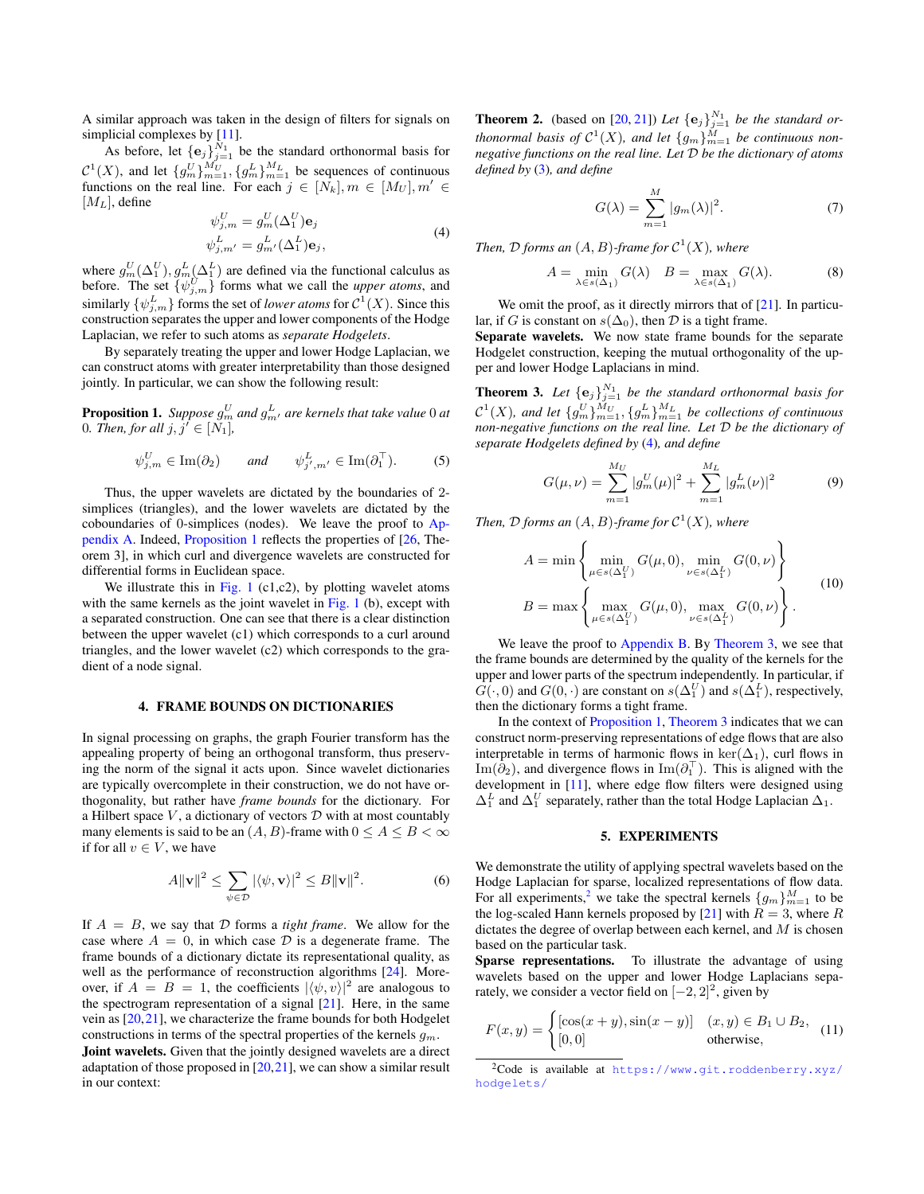A similar approach was taken in the design of filters for signals on simplicial complexes by [11].

As before, let $\{\mathbf{e}_j\}_{j=1}^{N_1}$ be the standard orthonormal basis for $\mathcal{C}^1(X)$, and let $\{g_m^U\}_{m=1}^{M_U}, \{g_m^L\}_{m=1}^{M_L}$ be sequences of continuous functions on the real line. For each $j \in [N_k], m \in [M_U], m' \in [M_L]$, define

$$
\begin{aligned}
\psi_{j,m}^U &= g_m^U(\Delta_1^U)\mathbf{e}_j \\
\psi_{j,m'}^L &= g_{m'}^L(\Delta_1^L)\mathbf{e}_j,
\end{aligned}
\tag{4}
$$

where $g_m^U(\Delta_1^U), g_m^L(\Delta_1^L)$ are defined via the functional calculus as before. The set $\{\psi_{j,m}^U\}$ forms what we call the *upper atoms*, and similarly $\{\psi_{j,m}^L\}$ forms the set of *lower atoms* for $\mathcal{C}^1(X)$. Since this construction separates the upper and lower components of the Hodge Laplacian, we refer to such atoms as *separate Hodgelets*.

By separately treating the upper and lower Hodge Laplacian, we can construct atoms with greater interpretability than those designed jointly. In particular, we can show the following result:

**Proposition 1.** *Suppose $g_m^U$ and $g_{m'}^L$ are kernels that take value 0 at 0. Then, for all $j, j' \in [N_1]$,*

$$
\psi_{j,m}^U \in \mathrm{Im}(\partial_2) \qquad \text{and} \qquad \psi_{j',m'}^L \in \mathrm{Im}(\partial_1^\top). \tag{5}
$$

Thus, the upper wavelets are dictated by the boundaries of 2-simplices (triangles), and the lower wavelets are dictated by the coboundaries of 0-simplices (nodes). We leave the proof to Appendix A. Indeed, Proposition 1 reflects the properties of [26, Theorem 3], in which curl and divergence wavelets are constructed for differential forms in Euclidean space.

We illustrate this in Fig. 1 (c1,c2), by plotting wavelet atoms with the same kernels as the joint wavelet in Fig. 1 (b), except with a separated construction. One can see that there is a clear distinction between the upper wavelet (c1) which corresponds to a curl around triangles, and the lower wavelet (c2) which corresponds to the gradient of a node signal.

## 4. FRAME BOUNDS ON DICTIONARIES

In signal processing on graphs, the graph Fourier transform has the appealing property of being an orthogonal transform, thus preserving the norm of the signal it acts upon. Since wavelet dictionaries are typically overcomplete in their construction, we do not have orthogonality, but rather have *frame bounds* for the dictionary. For a Hilbert space $V$, a dictionary of vectors $\mathcal{D}$ with at most countably many elements is said to be an $(A, B)$-frame with $0 \leq A \leq B < \infty$ if for all $v \in V$, we have

$$
A\|\mathbf{v}\|^2 \leq \sum_{\psi \in \mathcal{D}} |\langle \psi, \mathbf{v} \rangle|^2 \leq B\|\mathbf{v}\|^2. \tag{6}
$$

If $A = B$, we say that $\mathcal{D}$ forms a *tight frame*. We allow for the case where $A = 0$, in which case $\mathcal{D}$ is a degenerate frame. The frame bounds of a dictionary dictate its representational quality, as well as the performance of reconstruction algorithms [24]. Moreover, if $A = B = 1$, the coefficients $|\langle \psi, v \rangle|^2$ are analogous to the spectrogram representation of a signal [21]. Here, in the same vein as [20,21], we characterize the frame bounds for both Hodgelet constructions in terms of the spectral properties of the kernels $g_m$.

**Joint wavelets.** Given that the jointly designed wavelets are a direct adaptation of those proposed in [20,21], we can show a similar result in our context:

**Theorem 2.** (based on [20, 21]) *Let $\{\mathbf{e}_j\}_{j=1}^{N_1}$ be the standard orthonormal basis of $\mathcal{C}^1(X)$, and let $\{g_m\}_{m=1}^{M}$ be continuous non-negative functions on the real line. Let $\mathcal{D}$ be the dictionary of atoms defined by (3), and define*

$$
G(\lambda) = \sum_{m=1}^{M} |g_m(\lambda)|^2. \tag{7}
$$

*Then, $\mathcal{D}$ forms an $(A, B)$-frame for $\mathcal{C}^1(X)$, where*

$$
A = \min_{\lambda \in s(\Delta_1)} G(\lambda) \quad B = \max_{\lambda \in s(\Delta_1)} G(\lambda). \tag{8}
$$

We omit the proof, as it directly mirrors that of [21]. In particular, if $G$ is constant on $s(\Delta_0)$, then $\mathcal{D}$ is a tight frame.

**Separate wavelets.** We now state frame bounds for the separate Hodgelet construction, keeping the mutual orthogonality of the upper and lower Hodge Laplacians in mind.

**Theorem 3.** *Let $\{\mathbf{e}_j\}_{j=1}^{N_1}$ be the standard orthonormal basis for $\mathcal{C}^1(X)$, and let $\{g_m^U\}_{m=1}^{M_U}, \{g_m^L\}_{m=1}^{M_L}$ be collections of continuous non-negative functions on the real line. Let $\mathcal{D}$ be the dictionary of separate Hodgelets defined by (4), and define*

$$
G(\mu, \nu) = \sum_{m=1}^{M_U} |g_m^U(\mu)|^2 + \sum_{m=1}^{M_L} |g_m^L(\nu)|^2 \tag{9}
$$

*Then, $\mathcal{D}$ forms an $(A, B)$-frame for $\mathcal{C}^1(X)$, where*

$$
\begin{aligned}
A &= \min\left\{ \min_{\mu \in s(\Delta_1^U)} G(\mu, 0), \min_{\nu \in s(\Delta_1^L)} G(0, \nu) \right\} \\
B &= \max\left\{ \max_{\mu \in s(\Delta_1^U)} G(\mu, 0), \max_{\nu \in s(\Delta_1^L)} G(0, \nu) \right\}.
\end{aligned}
\tag{10}
$$

We leave the proof to Appendix B. By Theorem 3, we see that the frame bounds are determined by the quality of the kernels for the upper and lower parts of the spectrum independently. In particular, if $G(\cdot, 0)$ and $G(0, \cdot)$ are constant on $s(\Delta_1^U)$ and $s(\Delta_1^L)$, respectively, then the dictionary forms a tight frame.

In the context of Proposition 1, Theorem 3 indicates that we can construct norm-preserving representations of edge flows that are also interpretable in terms of harmonic flows in $\ker(\Delta_1)$, curl flows in $\mathrm{Im}(\partial_2)$, and divergence flows in $\mathrm{Im}(\partial_1^\top)$. This is aligned with the development in [11], where edge flow filters were designed using $\Delta_1^L$ and $\Delta_1^U$ separately, rather than the total Hodge Laplacian $\Delta_1$.

## 5. EXPERIMENTS

We demonstrate the utility of applying spectral wavelets based on the Hodge Laplacian for sparse, localized representations of flow data. For all experiments,[2] we take the spectral kernels $\{g_m\}_{m=1}^{M}$ to be the log-scaled Hann kernels proposed by [21] with $R = 3$, where $R$ dictates the degree of overlap between each kernel, and $M$ is chosen based on the particular task.

**Sparse representations.** To illustrate the advantage of using wavelets based on the upper and lower Hodge Laplacians separately, we consider a vector field on $[-2, 2]^2$, given by

$$
F(x, y) = \begin{cases} [\cos(x + y), \sin(x - y)] & (x, y) \in B_1 \cup B_2, \\ [0, 0] & \text{otherwise,} \end{cases} \tag{11}
$$

[2] Code is available at https://www.git.roddenberry.xyz/hodgelets/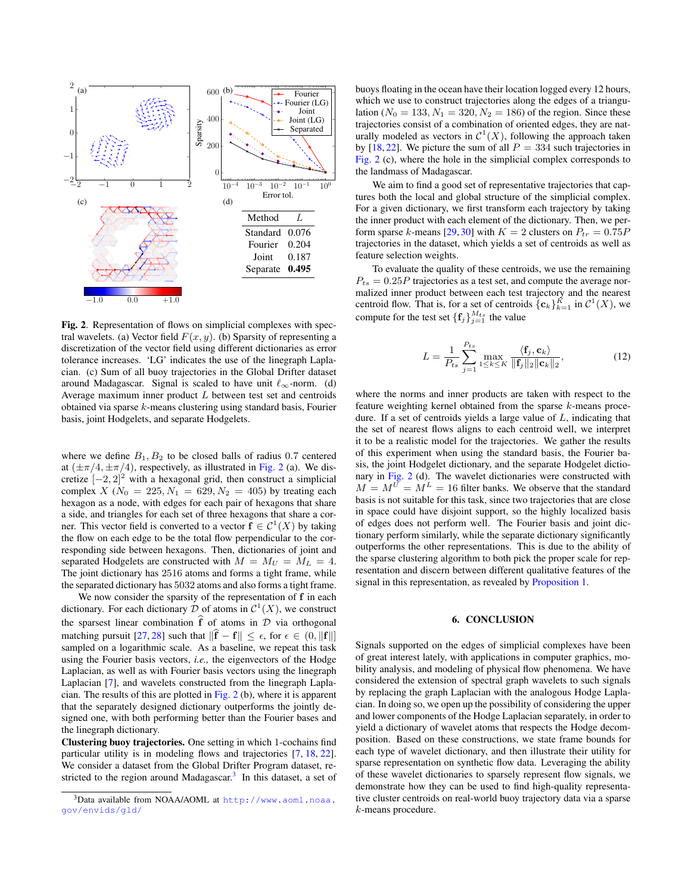(a)

2

1

0

−1

−2

−2 −1 0 1 2

(b)

600

400

200

0

Sparsity

Fourier
Fourier (LG)
Joint
Joint (LG)
Separated

$10^{-4}$ $10^{-3}$ $10^{-2}$ $10^{-1}$ $10^{0}$

Error tol.

(c)

−1.0 0.0 +1.0

(d)

| Method | $L$ |
|---|---|
| Standard | 0.076 |
| Fourier | 0.204 |
| Joint | 0.187 |
| Separate | **0.495** |

**Fig. 2**. Representation of flows on simplicial complexes with spectral wavelets. (a) Vector field $F(x, y)$. (b) Sparsity of representing a discretization of the vector field using different dictionaries as error tolerance increases. 'LG' indicates the use of the linegraph Laplacian. (c) Sum of all buoy trajectories in the Global Drifter dataset around Madagascar. Signal is scaled to have unit $\ell_\infty$-norm. (d) Average maximum inner product $L$ between test set and centroids obtained via sparse $k$-means clustering using standard basis, Fourier basis, joint Hodgelets, and separate Hodgelets.

where we define $B_1, B_2$ to be closed balls of radius 0.7 centered at $(\pm\pi/4, \pm\pi/4)$, respectively, as illustrated in Fig. 2 (a). We discretize $[-2, 2]^2$ with a hexagonal grid, then construct a simplicial complex $X$ ($N_0 = 225, N_1 = 629, N_2 = 405$) by treating each hexagon as a node, with edges for each pair of hexagons that share a side, and triangles for each set of three hexagons that share a corner. This vector field is converted to a vector $\mathbf{f} \in \mathcal{C}^1(X)$ by taking the flow on each edge to be the total flow perpendicular to the corresponding side between hexagons. Then, dictionaries of joint and separated Hodgelets are constructed with $M = M_U = M_L = 4$. The joint dictionary has 2516 atoms and forms a tight frame, while the separated dictionary has 5032 atoms and also forms a tight frame.

We now consider the sparsity of the representation of $\mathbf{f}$ in each dictionary. For each dictionary $\mathcal{D}$ of atoms in $\mathcal{C}^1(X)$, we construct the sparsest linear combination $\widehat{\mathbf{f}}$ of atoms in $\mathcal{D}$ via orthogonal matching pursuit [27, 28] such that $\|\widehat{\mathbf{f}} - \mathbf{f}\| \leq \epsilon$, for $\epsilon \in (0, \|\mathbf{f}\|]$ sampled on a logarithmic scale. As a baseline, we repeat this task using the Fourier basis vectors, *i.e.,* the eigenvectors of the Hodge Laplacian, as well as with Fourier basis vectors using the linegraph Laplacian [7], and wavelets constructed from the linegraph Laplacian. The results of this are plotted in Fig. 2 (b), where it is apparent that the separately designed dictionary outperforms the jointly designed one, with both performing better than the Fourier bases and the linegraph dictionary.

**Clustering buoy trajectories.** One setting in which 1-cochains find particular utility is in modeling flows and trajectories [7, 18, 22]. We consider a dataset from the Global Drifter Program dataset, restricted to the region around Madagascar.[3] In this dataset, a set of buoys floating in the ocean have their location logged every 12 hours, which we use to construct trajectories along the edges of a triangulation ($N_0 = 133, N_1 = 320, N_2 = 186$) of the region. Since these trajectories consist of a combination of oriented edges, they are naturally modeled as vectors in $\mathcal{C}^1(X)$, following the approach taken by [18, 22]. We picture the sum of all $P = 334$ such trajectories in Fig. 2 (c), where the hole in the simplicial complex corresponds to the landmass of Madagascar.

We aim to find a good set of representative trajectories that captures both the local and global structure of the simplicial complex. For a given dictionary, we first transform each trajectory by taking the inner product with each element of the dictionary. Then, we perform sparse $k$-means [29, 30] with $K = 2$ clusters on $P_{tr} = 0.75P$ trajectories in the dataset, which yields a set of centroids as well as feature selection weights.

To evaluate the quality of these centroids, we use the remaining $P_{ts} = 0.25P$ trajectories as a test set, and compute the average normalized inner product between each test trajectory and the nearest centroid flow. That is, for a set of centroids $\{\mathbf{c}_k\}_{k=1}^K$ in $\mathcal{C}^1(X)$, we compute for the test set $\{\mathbf{f}_j\}_{j=1}^{M_{ts}}$ the value

$$L = \frac{1}{P_{ts}} \sum_{j=1}^{P_{ts}} \max_{1 \leq k \leq K} \frac{\langle \mathbf{f}_j, \mathbf{c}_k \rangle}{\|\mathbf{f}_j\|_2 \|\mathbf{c}_k\|_2}, \tag{12}$$

where the norms and inner products are taken with respect to the feature weighting kernel obtained from the sparse $k$-means procedure. If a set of centroids yields a large value of $L$, indicating that the set of nearest flows aligns to each centroid well, we interpret it to be a realistic model for the trajectories. We gather the results of this experiment when using the standard basis, the Fourier basis, the joint Hodgelet dictionary, and the separate Hodgelet dictionary in Fig. 2 (d). The wavelet dictionaries were constructed with $M = M^U = M^L = 16$ filter banks. We observe that the standard basis is not suitable for this task, since two trajectories that are close in space could have disjoint support, so the highly localized basis of edges does not perform well. The Fourier basis and joint dictionary perform similarly, while the separate dictionary significantly outperforms the other representations. This is due to the ability of the sparse clustering algorithm to both pick the proper scale for representation and discern between different qualitative features of the signal in this representation, as revealed by Proposition 1.

## 6. CONCLUSION

Signals supported on the edges of simplicial complexes have been of great interest lately, with applications in computer graphics, mobility analysis, and modeling of physical flow phenomena. We have considered the extension of spectral graph wavelets to such signals by replacing the graph Laplacian with the analogous Hodge Laplacian. In doing so, we open up the possibility of considering the upper and lower components of the Hodge Laplacian separately, in order to yield a dictionary of wavelet atoms that respects the Hodge decomposition. Based on these constructions, we state frame bounds for each type of wavelet dictionary, and then illustrate their utility for sparse representation on synthetic flow data. Leveraging the ability of these wavelet dictionaries to sparsely represent flow signals, we demonstrate how they can be used to find high-quality representative cluster centroids on real-world buoy trajectory data via a sparse $k$-means procedure.

[3] Data available from NOAA/AOML at http://www.aoml.noaa.gov/envids/gld/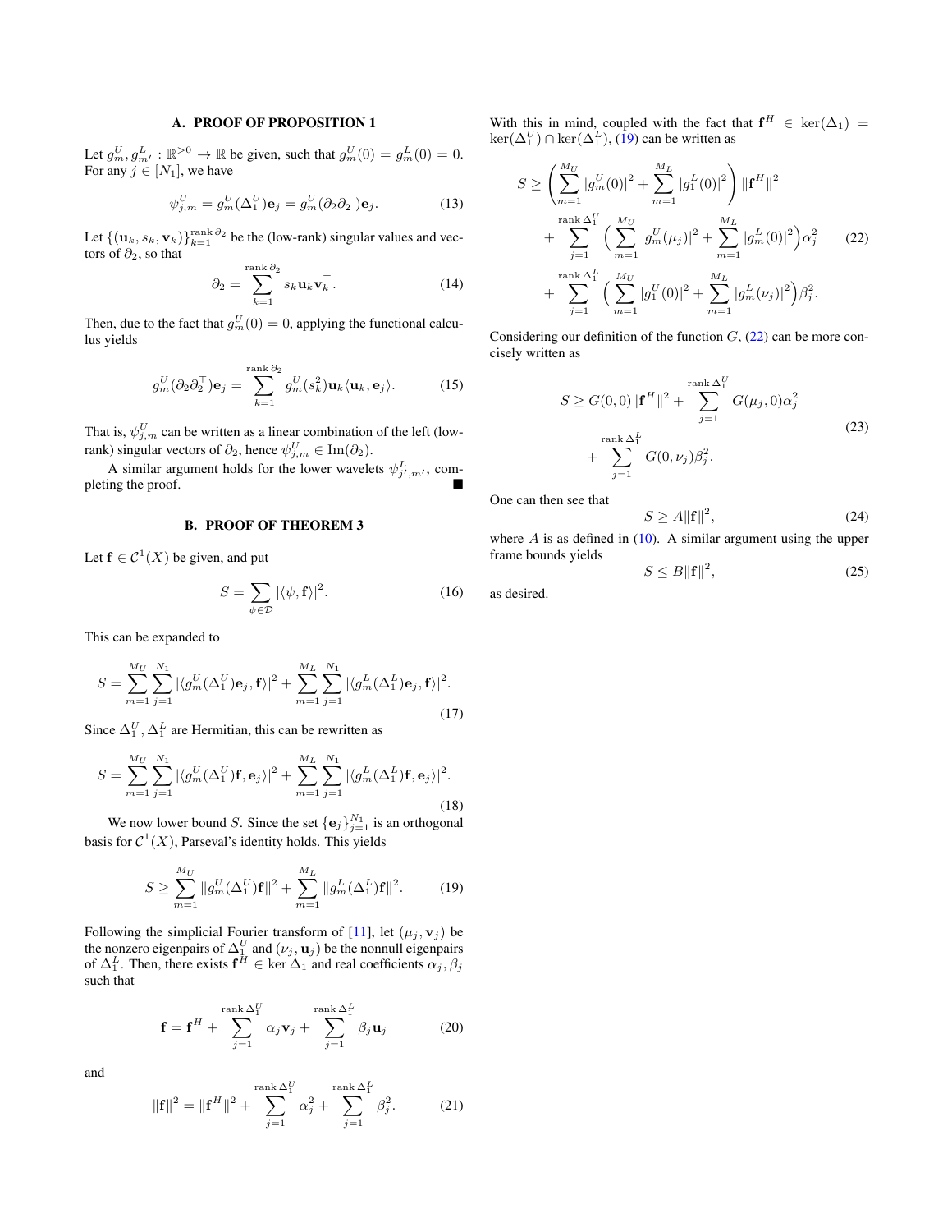## A. PROOF OF PROPOSITION 1

Let $g_m^U, g_{m'}^L : \mathbb{R}^{>0} \to \mathbb{R}$ be given, such that $g_m^U(0) = g_m^L(0) = 0$. For any $j \in [N_1]$, we have

$$\psi_{j,m}^U = g_m^U(\Delta_1^U)\mathbf{e}_j = g_m^U(\partial_2 \partial_2^\top)\mathbf{e}_j. \tag{13}$$

Let $\{(\mathbf{u}_k, s_k, \mathbf{v}_k)\}_{k=1}^{\operatorname{rank} \partial_2}$ be the (low-rank) singular values and vectors of $\partial_2$, so that

$$\partial_2 = \sum_{k=1}^{\operatorname{rank} \partial_2} s_k \mathbf{u}_k \mathbf{v}_k^\top. \tag{14}$$

Then, due to the fact that $g_m^U(0) = 0$, applying the functional calculus yields

$$g_m^U(\partial_2 \partial_2^\top)\mathbf{e}_j = \sum_{k=1}^{\operatorname{rank} \partial_2} g_m^U(s_k^2)\mathbf{u}_k \langle \mathbf{u}_k, \mathbf{e}_j \rangle. \tag{15}$$

That is, $\psi_{j,m}^U$ can be written as a linear combination of the left (low-rank) singular vectors of $\partial_2$, hence $\psi_{j,m}^U \in \operatorname{Im}(\partial_2)$.

A similar argument holds for the lower wavelets $\psi_{j',m'}^L$, completing the proof. ■

## B. PROOF OF THEOREM 3

Let $\mathbf{f} \in \mathcal{C}^1(X)$ be given, and put

$$S = \sum_{\psi \in \mathcal{D}} |\langle \psi, \mathbf{f} \rangle|^2. \tag{16}$$

This can be expanded to

$$S = \sum_{m=1}^{M_U} \sum_{j=1}^{N_1} |\langle g_m^U(\Delta_1^U)\mathbf{e}_j, \mathbf{f} \rangle|^2 + \sum_{m=1}^{M_L} \sum_{j=1}^{N_1} |\langle g_m^L(\Delta_1^L)\mathbf{e}_j, \mathbf{f} \rangle|^2. \tag{17}$$

Since $\Delta_1^U, \Delta_1^L$ are Hermitian, this can be rewritten as

$$S = \sum_{m=1}^{M_U} \sum_{j=1}^{N_1} |\langle g_m^U(\Delta_1^U)\mathbf{f}, \mathbf{e}_j \rangle|^2 + \sum_{m=1}^{M_L} \sum_{j=1}^{N_1} |\langle g_m^L(\Delta_1^L)\mathbf{f}, \mathbf{e}_j \rangle|^2. \tag{18}$$

We now lower bound $S$. Since the set $\{\mathbf{e}_j\}_{j=1}^{N_1}$ is an orthogonal basis for $\mathcal{C}^1(X)$, Parseval's identity holds. This yields

$$S \geq \sum_{m=1}^{M_U} \|g_m^U(\Delta_1^U)\mathbf{f}\|^2 + \sum_{m=1}^{M_L} \|g_m^L(\Delta_1^L)\mathbf{f}\|^2. \tag{19}$$

Following the simplicial Fourier transform of [11], let $(\mu_j, \mathbf{v}_j)$ be the nonzero eigenpairs of $\Delta_1^U$ and $(\nu_j, \mathbf{u}_j)$ be the nonnull eigenpairs of $\Delta_1^L$. Then, there exists $\mathbf{f}^H \in \ker \Delta_1$ and real coefficients $\alpha_j, \beta_j$ such that

$$\mathbf{f} = \mathbf{f}^H + \sum_{j=1}^{\operatorname{rank} \Delta_1^U} \alpha_j \mathbf{v}_j + \sum_{j=1}^{\operatorname{rank} \Delta_1^L} \beta_j \mathbf{u}_j \tag{20}$$

and

$$\|\mathbf{f}\|^2 = \|\mathbf{f}^H\|^2 + \sum_{j=1}^{\operatorname{rank} \Delta_1^U} \alpha_j^2 + \sum_{j=1}^{\operatorname{rank} \Delta_1^L} \beta_j^2. \tag{21}$$

With this in mind, coupled with the fact that $\mathbf{f}^H \in \ker(\Delta_1) = \ker(\Delta_1^U) \cap \ker(\Delta_1^L)$, (19) can be written as

$$\begin{aligned} S \geq & \left( \sum_{m=1}^{M_U} |g_m^U(0)|^2 + \sum_{m=1}^{M_L} |g_1^L(0)|^2 \right) \|\mathbf{f}^H\|^2 \\ & + \sum_{j=1}^{\operatorname{rank} \Delta_1^U} \Big( \sum_{m=1}^{M_U} |g_m^U(\mu_j)|^2 + \sum_{m=1}^{M_L} |g_m^L(0)|^2 \Big) \alpha_j^2 \\ & + \sum_{j=1}^{\operatorname{rank} \Delta_1^L} \Big( \sum_{m=1}^{M_U} |g_1^U(0)|^2 + \sum_{m=1}^{M_L} |g_m^L(\nu_j)|^2 \Big) \beta_j^2. \end{aligned} \tag{22}$$

Considering our definition of the function $G$, (22) can be more concisely written as

$$\begin{aligned} S \geq G(0,0)\|\mathbf{f}^H\|^2 + & \sum_{j=1}^{\operatorname{rank} \Delta_1^U} G(\mu_j, 0)\alpha_j^2 \\ + & \sum_{j=1}^{\operatorname{rank} \Delta_1^L} G(0, \nu_j)\beta_j^2. \end{aligned} \tag{23}$$

One can then see that

$$S \geq A\|\mathbf{f}\|^2, \tag{24}$$

where $A$ is as defined in (10). A similar argument using the upper frame bounds yields

$$S \leq B\|\mathbf{f}\|^2, \tag{25}$$

as desired.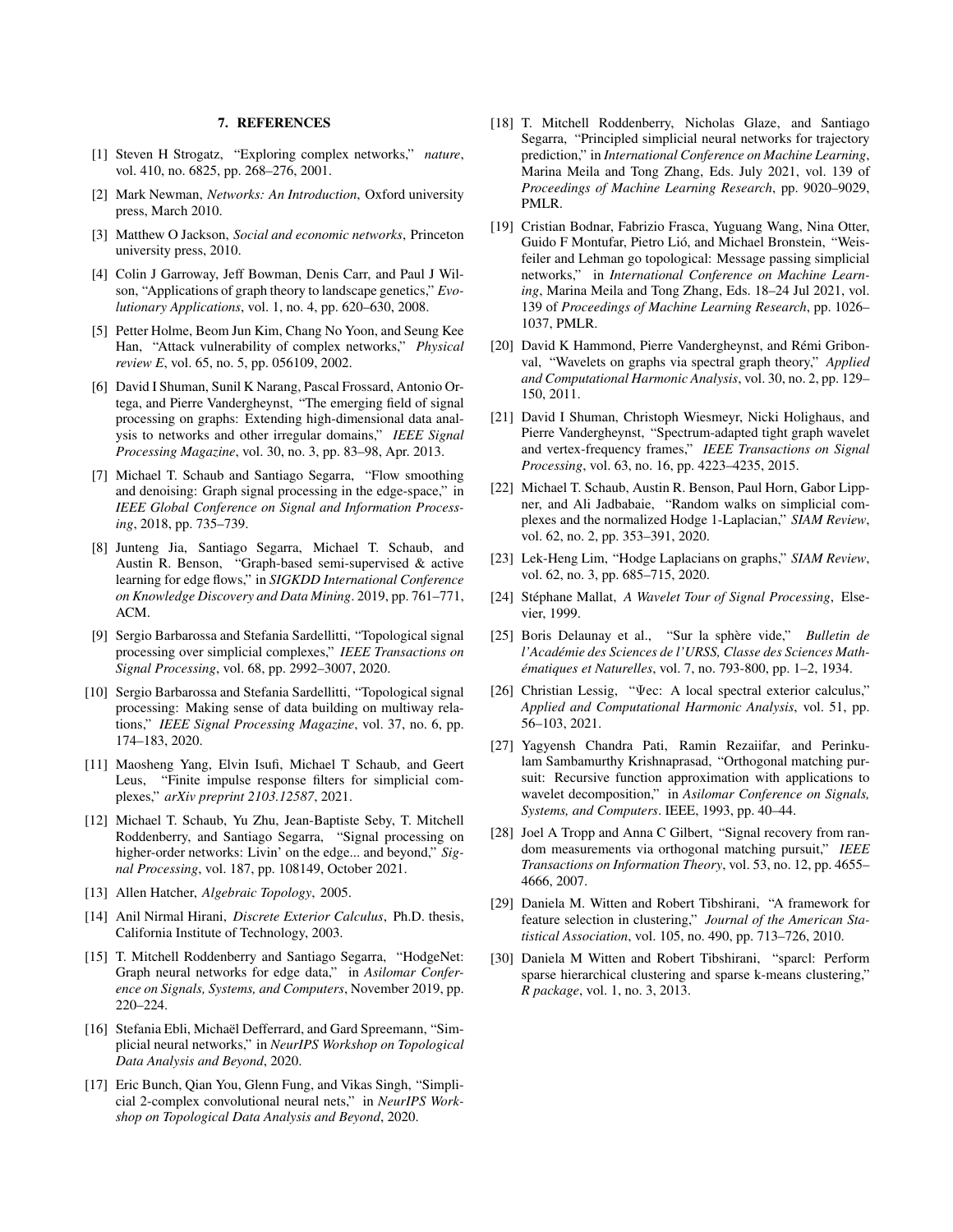## 7. REFERENCES

[1] Steven H Strogatz, "Exploring complex networks," *nature*, vol. 410, no. 6825, pp. 268–276, 2001.

[2] Mark Newman, *Networks: An Introduction*, Oxford university press, March 2010.

[3] Matthew O Jackson, *Social and economic networks*, Princeton university press, 2010.

[4] Colin J Garroway, Jeff Bowman, Denis Carr, and Paul J Wilson, "Applications of graph theory to landscape genetics," *Evolutionary Applications*, vol. 1, no. 4, pp. 620–630, 2008.

[5] Petter Holme, Beom Jun Kim, Chang No Yoon, and Seung Kee Han, "Attack vulnerability of complex networks," *Physical review E*, vol. 65, no. 5, pp. 056109, 2002.

[6] David I Shuman, Sunil K Narang, Pascal Frossard, Antonio Ortega, and Pierre Vandergheynst, "The emerging field of signal processing on graphs: Extending high-dimensional data analysis to networks and other irregular domains," *IEEE Signal Processing Magazine*, vol. 30, no. 3, pp. 83–98, Apr. 2013.

[7] Michael T. Schaub and Santiago Segarra, "Flow smoothing and denoising: Graph signal processing in the edge-space," in *IEEE Global Conference on Signal and Information Processing*, 2018, pp. 735–739.

[8] Junteng Jia, Santiago Segarra, Michael T. Schaub, and Austin R. Benson, "Graph-based semi-supervised & active learning for edge flows," in *SIGKDD International Conference on Knowledge Discovery and Data Mining*. 2019, pp. 761–771, ACM.

[9] Sergio Barbarossa and Stefania Sardellitti, "Topological signal processing over simplicial complexes," *IEEE Transactions on Signal Processing*, vol. 68, pp. 2992–3007, 2020.

[10] Sergio Barbarossa and Stefania Sardellitti, "Topological signal processing: Making sense of data building on multiway relations," *IEEE Signal Processing Magazine*, vol. 37, no. 6, pp. 174–183, 2020.

[11] Maosheng Yang, Elvin Isufi, Michael T Schaub, and Geert Leus, "Finite impulse response filters for simplicial complexes," *arXiv preprint 2103.12587*, 2021.

[12] Michael T. Schaub, Yu Zhu, Jean-Baptiste Seby, T. Mitchell Roddenberry, and Santiago Segarra, "Signal processing on higher-order networks: Livin' on the edge... and beyond," *Signal Processing*, vol. 187, pp. 108149, October 2021.

[13] Allen Hatcher, *Algebraic Topology*, 2005.

[14] Anil Nirmal Hirani, *Discrete Exterior Calculus*, Ph.D. thesis, California Institute of Technology, 2003.

[15] T. Mitchell Roddenberry and Santiago Segarra, "HodgeNet: Graph neural networks for edge data," in *Asilomar Conference on Signals, Systems, and Computers*, November 2019, pp. 220–224.

[16] Stefania Ebli, Michaël Defferrard, and Gard Spreemann, "Simplicial neural networks," in *NeurIPS Workshop on Topological Data Analysis and Beyond*, 2020.

[17] Eric Bunch, Qian You, Glenn Fung, and Vikas Singh, "Simplicial 2-complex convolutional neural nets," in *NeurIPS Workshop on Topological Data Analysis and Beyond*, 2020.

[18] T. Mitchell Roddenberry, Nicholas Glaze, and Santiago Segarra, "Principled simplicial neural networks for trajectory prediction," in *International Conference on Machine Learning*, Marina Meila and Tong Zhang, Eds. July 2021, vol. 139 of *Proceedings of Machine Learning Research*, pp. 9020–9029, PMLR.

[19] Cristian Bodnar, Fabrizio Frasca, Yuguang Wang, Nina Otter, Guido F Montufar, Pietro Lió, and Michael Bronstein, "Weisfeiler and Lehman go topological: Message passing simplicial networks," in *International Conference on Machine Learning*, Marina Meila and Tong Zhang, Eds. 18–24 Jul 2021, vol. 139 of *Proceedings of Machine Learning Research*, pp. 1026–1037, PMLR.

[20] David K Hammond, Pierre Vandergheynst, and Rémi Gribonval, "Wavelets on graphs via spectral graph theory," *Applied and Computational Harmonic Analysis*, vol. 30, no. 2, pp. 129–150, 2011.

[21] David I Shuman, Christoph Wiesmeyr, Nicki Holighaus, and Pierre Vandergheynst, "Spectrum-adapted tight graph wavelet and vertex-frequency frames," *IEEE Transactions on Signal Processing*, vol. 63, no. 16, pp. 4223–4235, 2015.

[22] Michael T. Schaub, Austin R. Benson, Paul Horn, Gabor Lippner, and Ali Jadbabaie, "Random walks on simplicial complexes and the normalized Hodge 1-Laplacian," *SIAM Review*, vol. 62, no. 2, pp. 353–391, 2020.

[23] Lek-Heng Lim, "Hodge Laplacians on graphs," *SIAM Review*, vol. 62, no. 3, pp. 685–715, 2020.

[24] Stéphane Mallat, *A Wavelet Tour of Signal Processing*, Elsevier, 1999.

[25] Boris Delaunay et al., "Sur la sphère vide," *Bulletin de l'Académie des Sciences de l'URSS, Classe des Sciences Mathématiques et Naturelles*, vol. 7, no. 793-800, pp. 1–2, 1934.

[26] Christian Lessig, "Ψec: A local spectral exterior calculus," *Applied and Computational Harmonic Analysis*, vol. 51, pp. 56–103, 2021.

[27] Yagyensh Chandra Pati, Ramin Rezaiifar, and Perinkulam Sambamurthy Krishnaprasad, "Orthogonal matching pursuit: Recursive function approximation with applications to wavelet decomposition," in *Asilomar Conference on Signals, Systems, and Computers*. IEEE, 1993, pp. 40–44.

[28] Joel A Tropp and Anna C Gilbert, "Signal recovery from random measurements via orthogonal matching pursuit," *IEEE Transactions on Information Theory*, vol. 53, no. 12, pp. 4655–4666, 2007.

[29] Daniela M. Witten and Robert Tibshirani, "A framework for feature selection in clustering," *Journal of the American Statistical Association*, vol. 105, no. 490, pp. 713–726, 2010.

[30] Daniela M Witten and Robert Tibshirani, "sparcl: Perform sparse hierarchical clustering and sparse k-means clustering," *R package*, vol. 1, no. 3, 2013.